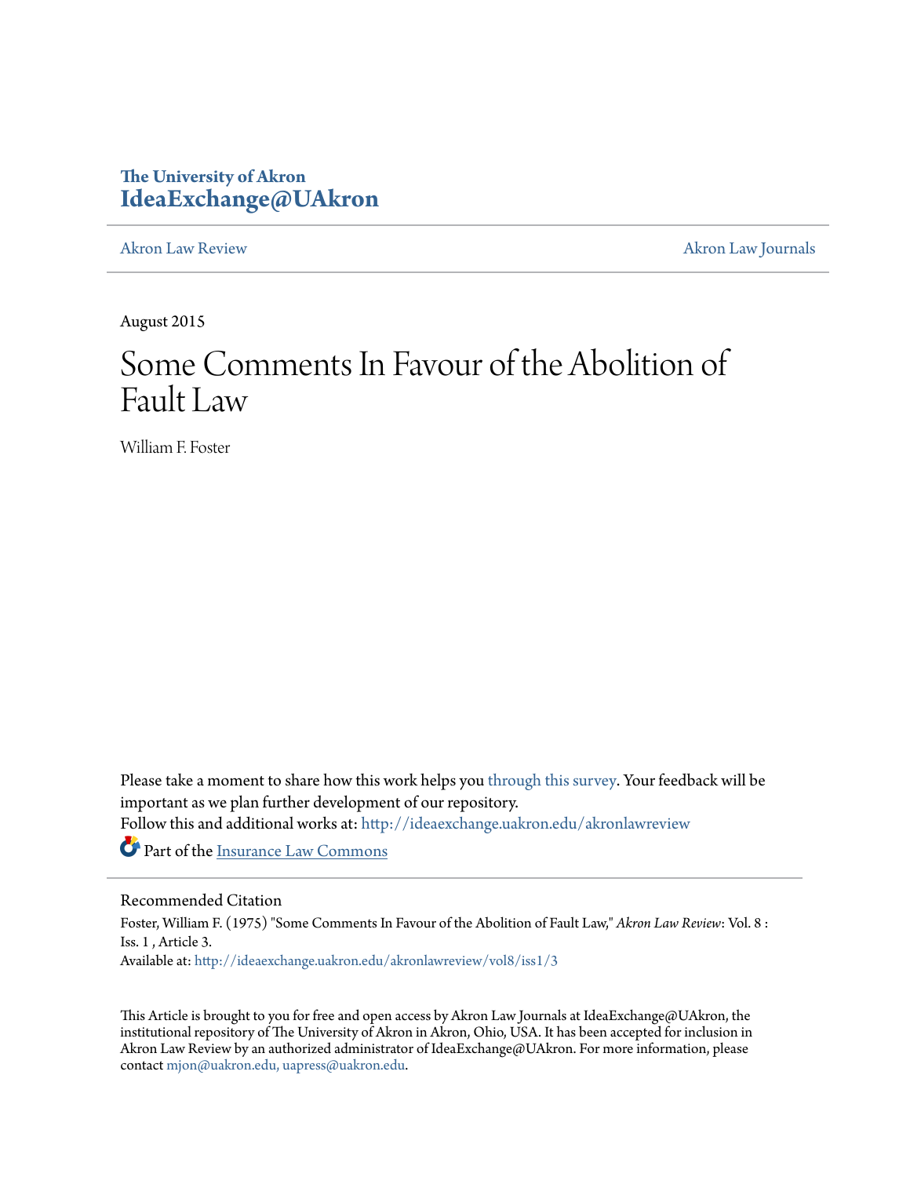The University of Akron
**IdeaExchange@UAkron**

Akron Law Review | Akron Law Journals

August 2015

# Some Comments In Favour of the Abolition of Fault Law

William F. Foster

Please take a moment to share how this work helps you through this survey. Your feedback will be important as we plan further development of our repository.
Follow this and additional works at: http://ideaexchange.uakron.edu/akronlawreview

Part of the Insurance Law Commons

## Recommended Citation

Foster, William F. (1975) "Some Comments In Favour of the Abolition of Fault Law," *Akron Law Review*: Vol. 8 : Iss. 1 , Article 3.
Available at: http://ideaexchange.uakron.edu/akronlawreview/vol8/iss1/3

This Article is brought to you for free and open access by Akron Law Journals at IdeaExchange@UAkron, the institutional repository of The University of Akron in Akron, Ohio, USA. It has been accepted for inclusion in Akron Law Review by an authorized administrator of IdeaExchange@UAkron. For more information, please contact mjon@uakron.edu, uapress@uakron.edu.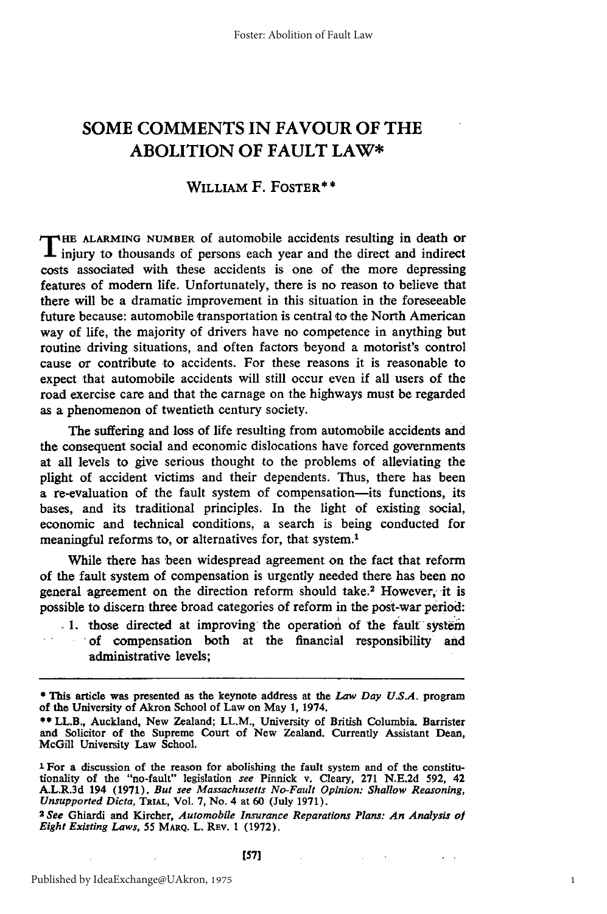# SOME COMMENTS IN FAVOUR OF THE ABOLITION OF FAULT LAW*

WILLIAM F. FOSTER**

THE ALARMING NUMBER of automobile accidents resulting in death or injury to thousands of persons each year and the direct and indirect costs associated with these accidents is one of the more depressing features of modern life. Unfortunately, there is no reason to believe that there will be a dramatic improvement in this situation in the foreseeable future because: automobile transportation is central to the North American way of life, the majority of drivers have no competence in anything but routine driving situations, and often factors beyond a motorist's control cause or contribute to accidents. For these reasons it is reasonable to expect that automobile accidents will still occur even if all users of the road exercise care and that the carnage on the highways must be regarded as a phenomenon of twentieth century society.

The suffering and loss of life resulting from automobile accidents and the consequent social and economic dislocations have forced governments at all levels to give serious thought to the problems of alleviating the plight of accident victims and their dependents. Thus, there has been a re-evaluation of the fault system of compensation—its functions, its bases, and its traditional principles. In the light of existing social, economic and technical conditions, a search is being conducted for meaningful reforms to, or alternatives for, that system.[1]

While there has been widespread agreement on the fact that reform of the fault system of compensation is urgently needed there has been no general agreement on the direction reform should take.[2] However, it is possible to discern three broad categories of reform in the post-war period:

1. those directed at improving the operation of the fault system of compensation both at the financial responsibility and administrative levels;

---

\* This article was presented as the keynote address at the *Law Day U.S.A.* program of the University of Akron School of Law on May 1, 1974.

\*\* LL.B., Auckland, New Zealand; LL.M., University of British Columbia. Barrister and Solicitor of the Supreme Court of New Zealand. Currently Assistant Dean, McGill University Law School.

[1] For a discussion of the reason for abolishing the fault system and of the constitutionality of the "no-fault" legislation *see* Pinnick v. Cleary, 271 N.E.2d 592, 42 A.L.R.3d 194 (1971). *But see Massachusetts No-Fault Opinion: Shallow Reasoning, Unsupported Dicta*, TRIAL, Vol. 7, No. 4 at 60 (July 1971).

[2] *See* Ghiardi and Kircher, *Automobile Insurance Reparations Plans: An Analysis of Eight Existing Laws*, 55 MARQ. L. REV. 1 (1972).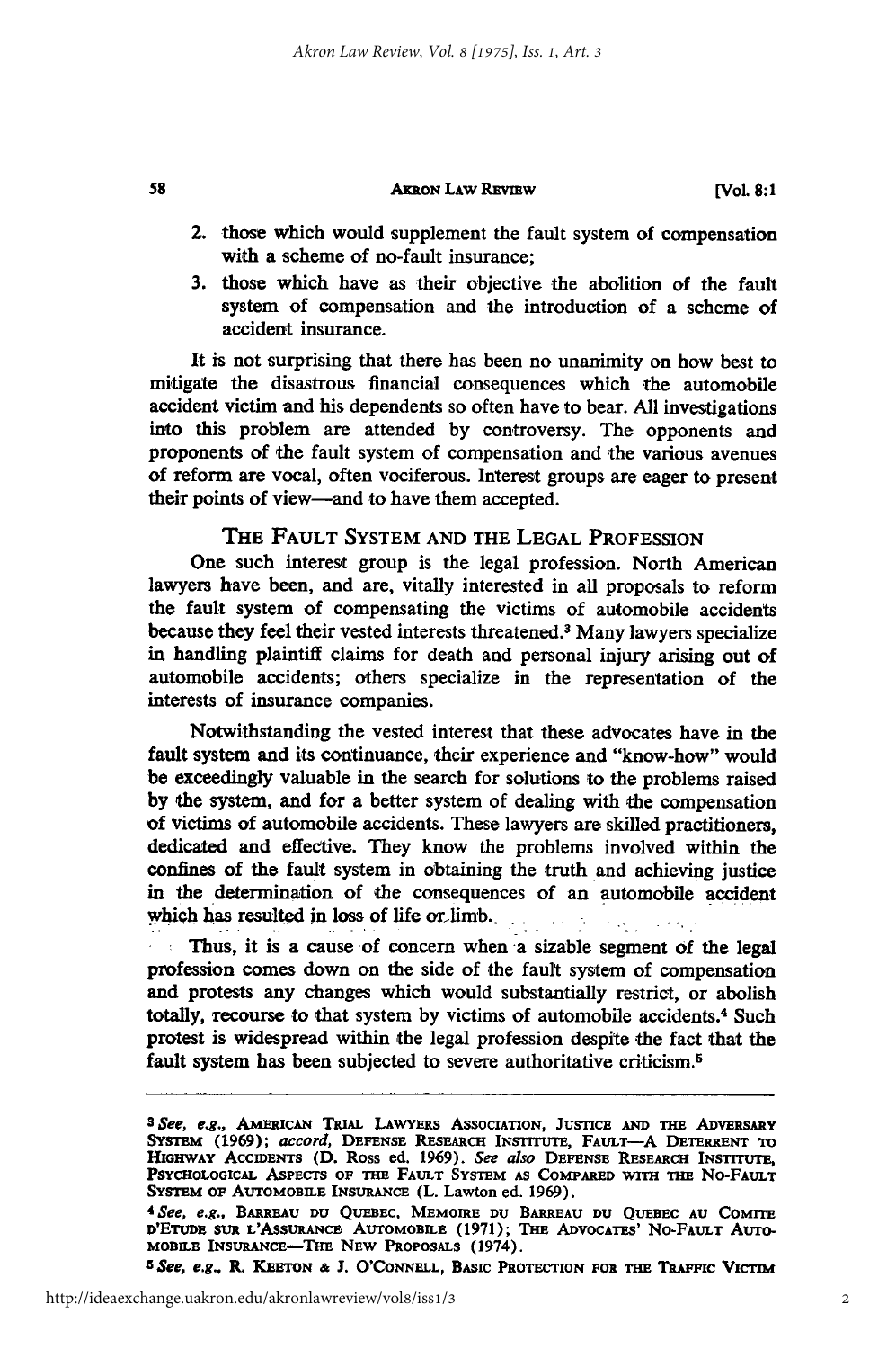2. those which would supplement the fault system of compensation with a scheme of no-fault insurance;
3. those which have as their objective the abolition of the fault system of compensation and the introduction of a scheme of accident insurance.

It is not surprising that there has been no unanimity on how best to mitigate the disastrous financial consequences which the automobile accident victim and his dependents so often have to bear. All investigations into this problem are attended by controversy. The opponents and proponents of the fault system of compensation and the various avenues of reform are vocal, often vociferous. Interest groups are eager to present their points of view—and to have them accepted.

## THE FAULT SYSTEM AND THE LEGAL PROFESSION

One such interest group is the legal profession. North American lawyers have been, and are, vitally interested in all proposals to reform the fault system of compensating the victims of automobile accidents because they feel their vested interests threatened.[3] Many lawyers specialize in handling plaintiff claims for death and personal injury arising out of automobile accidents; others specialize in the representation of the interests of insurance companies.

Notwithstanding the vested interest that these advocates have in the fault system and its continuance, their experience and "know-how" would be exceedingly valuable in the search for solutions to the problems raised by the system, and for a better system of dealing with the compensation of victims of automobile accidents. These lawyers are skilled practitioners, dedicated and effective. They know the problems involved within the confines of the fault system in obtaining the truth and achieving justice in the determination of the consequences of an automobile accident which has resulted in loss of life or limb.

Thus, it is a cause of concern when a sizable segment of the legal profession comes down on the side of the fault system of compensation and protests any changes which would substantially restrict, or abolish totally, recourse to that system by victims of automobile accidents.[4] Such protest is widespread within the legal profession despite the fact that the fault system has been subjected to severe authoritative criticism.[5]

---

[3] *See, e.g.*, AMERICAN TRIAL LAWYERS ASSOCIATION, JUSTICE AND THE ADVERSARY SYSTEM (1969); *accord*, DEFENSE RESEARCH INSTITUTE, FAULT—A DETERRENT TO HIGHWAY ACCIDENTS (D. Ross ed. 1969). *See also* DEFENSE RESEARCH INSTITUTE, PSYCHOLOGICAL ASPECTS OF THE FAULT SYSTEM AS COMPARED WITH THE NO-FAULT SYSTEM OF AUTOMOBILE INSURANCE (L. Lawton ed. 1969).

[4] *See, e.g.*, BARREAU DU QUEBEC, MEMOIRE DU BARREAU DU QUEBEC AU COMITE D'ETUDE SUR L'ASSURANCE AUTOMOBILE (1971); THE ADVOCATES' NO-FAULT AUTOMOBILE INSURANCE—THE NEW PROPOSALS (1974).

[5] *See, e.g.*, R. KEETON & J. O'CONNELL, BASIC PROTECTION FOR THE TRAFFIC VICTIM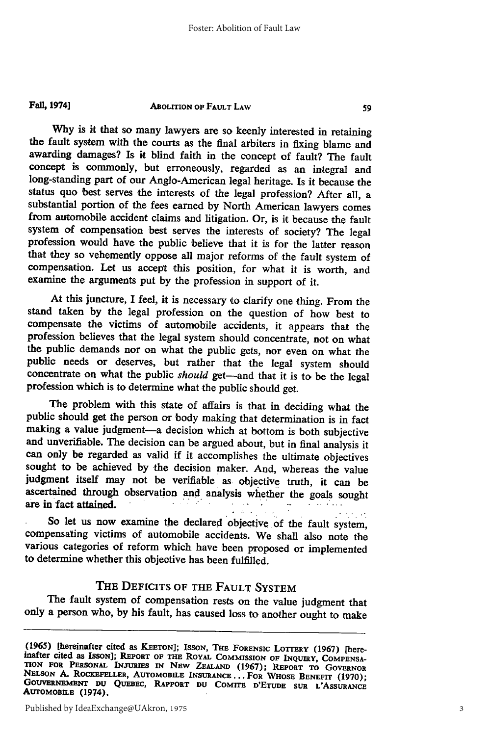Why is it that so many lawyers are so keenly interested in retaining the fault system with the courts as the final arbiters in fixing blame and awarding damages? Is it blind faith in the concept of fault? The fault concept is commonly, but erroneously, regarded as an integral and long-standing part of our Anglo-American legal heritage. Is it because the status quo best serves the interests of the legal profession? After all, a substantial portion of the fees earned by North American lawyers comes from automobile accident claims and litigation. Or, is it because the fault system of compensation best serves the interests of society? The legal profession would have the public believe that it is for the latter reason that they so vehemently oppose all major reforms of the fault system of compensation. Let us accept this position, for what it is worth, and examine the arguments put by the profession in support of it.

At this juncture, I feel, it is necessary to clarify one thing. From the stand taken by the legal profession on the question of how best to compensate the victims of automobile accidents, it appears that the profession believes that the legal system should concentrate, not on what the public demands nor on what the public gets, nor even on what the public needs or deserves, but rather that the legal system should concentrate on what the public *should* get—and that it is to be the legal profession which is to determine what the public should get.

The problem with this state of affairs is that in deciding what the public should get the person or body making that determination is in fact making a value judgment—a decision which at bottom is both subjective and unverifiable. The decision can be argued about, but in final analysis it can only be regarded as valid if it accomplishes the ultimate objectives sought to be achieved by the decision maker. And, whereas the value judgment itself may not be verifiable as objective truth, it can be ascertained through observation and analysis whether the goals sought are in fact attained.

So let us now examine the declared objective of the fault system, compensating victims of automobile accidents. We shall also note the various categories of reform which have been proposed or implemented to determine whether this objective has been fulfilled.

## THE DEFICITS OF THE FAULT SYSTEM

The fault system of compensation rests on the value judgment that only a person who, by his fault, has caused loss to another ought to make

---

(1965) [hereinafter cited as KEETON]; ISSON, THE FORENSIC LOTTERY (1967) [hereinafter cited as ISSON]; REPORT OF THE ROYAL COMMISSION OF INQUIRY, COMPENSATION FOR PERSONAL INJURIES IN NEW ZEALAND (1967); REPORT TO GOVERNOR NELSON A. ROCKEFELLER, AUTOMOBILE INSURANCE . . . FOR WHOSE BENEFIT (1970); GOUVERNEMENT DU QUEBEC, RAPPORT DU COMITE D'ETUDE SUR L'ASSURANCE AUTOMOBILE (1974).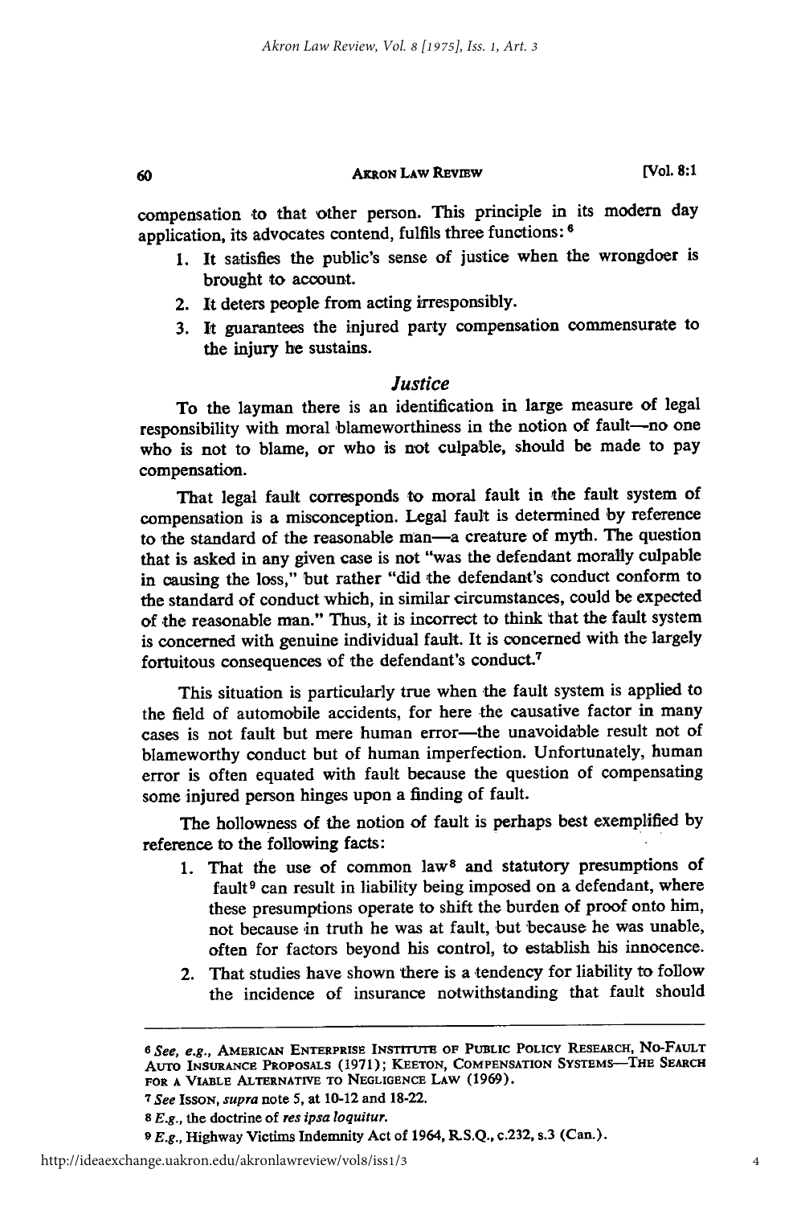compensation to that other person. This principle in its modern day application, its advocates contend, fulfils three functions:[6]

1. It satisfies the public's sense of justice when the wrongdoer is brought to account.
2. It deters people from acting irresponsibly.
3. It guarantees the injured party compensation commensurate to the injury he sustains.

### *Justice*

To the layman there is an identification in large measure of legal responsibility with moral blameworthiness in the notion of fault—no one who is not to blame, or who is not culpable, should be made to pay compensation.

That legal fault corresponds to moral fault in the fault system of compensation is a misconception. Legal fault is determined by reference to the standard of the reasonable man—a creature of myth. The question that is asked in any given case is not "was the defendant morally culpable in causing the loss," but rather "did the defendant's conduct conform to the standard of conduct which, in similar circumstances, could be expected of the reasonable man." Thus, it is incorrect to think that the fault system is concerned with genuine individual fault. It is concerned with the largely fortuitous consequences of the defendant's conduct.[7]

This situation is particularly true when the fault system is applied to the field of automobile accidents, for here the causative factor in many cases is not fault but mere human error—the unavoidable result not of blameworthy conduct but of human imperfection. Unfortunately, human error is often equated with fault because the question of compensating some injured person hinges upon a finding of fault.

The hollowness of the notion of fault is perhaps best exemplified by reference to the following facts:

1. That the use of common law[8] and statutory presumptions of fault[9] can result in liability being imposed on a defendant, where these presumptions operate to shift the burden of proof onto him, not because in truth he was at fault, but because he was unable, often for factors beyond his control, to establish his innocence.
2. That studies have shown there is a tendency for liability to follow the incidence of insurance notwithstanding that fault should

---

[6] *See, e.g.*, AMERICAN ENTERPRISE INSTITUTE OF PUBLIC POLICY RESEARCH, NO-FAULT AUTO INSURANCE PROPOSALS (1971); KEETON, COMPENSATION SYSTEMS—THE SEARCH FOR A VIABLE ALTERNATIVE TO NEGLIGENCE LAW (1969).

[7] *See* ISSON, *supra* note 5, at 10-12 and 18-22.

[8] *E.g.*, the doctrine of *res ipsa loquitur*.

[9] *E.g.*, Highway Victims Indemnity Act of 1964, R.S.Q., c.232, s.3 (Can.).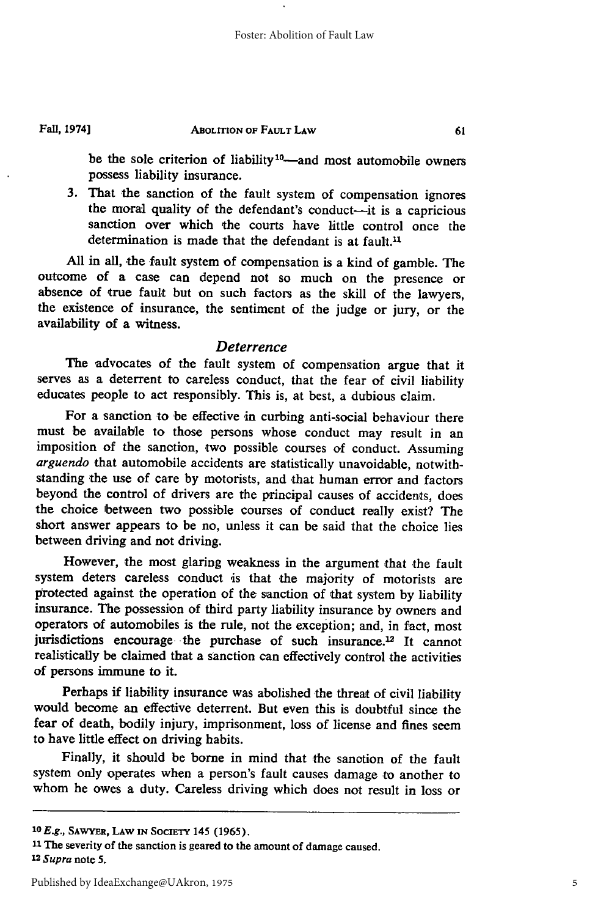be the sole criterion of liability[10]—and most automobile owners possess liability insurance.

3. That the sanction of the fault system of compensation ignores the moral quality of the defendant's conduct—it is a capricious sanction over which the courts have little control once the determination is made that the defendant is at fault.[11]

All in all, the fault system of compensation is a kind of gamble. The outcome of a case can depend not so much on the presence or absence of true fault but on such factors as the skill of the lawyers, the existence of insurance, the sentiment of the judge or jury, or the availability of a witness.

### *Deterrence*

The advocates of the fault system of compensation argue that it serves as a deterrent to careless conduct, that the fear of civil liability educates people to act responsibly. This is, at best, a dubious claim.

For a sanction to be effective in curbing anti-social behaviour there must be available to those persons whose conduct may result in an imposition of the sanction, two possible courses of conduct. Assuming *arguendo* that automobile accidents are statistically unavoidable, notwithstanding the use of care by motorists, and that human error and factors beyond the control of drivers are the principal causes of accidents, does the choice between two possible courses of conduct really exist? The short answer appears to be no, unless it can be said that the choice lies between driving and not driving.

However, the most glaring weakness in the argument that the fault system deters careless conduct is that the majority of motorists are protected against the operation of the sanction of that system by liability insurance. The possession of third party liability insurance by owners and operators of automobiles is the rule, not the exception; and, in fact, most jurisdictions encourage the purchase of such insurance.[12] It cannot realistically be claimed that a sanction can effectively control the activities of persons immune to it.

Perhaps if liability insurance was abolished the threat of civil liability would become an effective deterrent. But even this is doubtful since the fear of death, bodily injury, imprisonment, loss of license and fines seem to have little effect on driving habits.

Finally, it should be borne in mind that the sanction of the fault system only operates when a person's fault causes damage to another to whom he owes a duty. Careless driving which does not result in loss or

---

[10] *E.g.*, SAWYER, LAW IN SOCIETY 145 (1965).

[11] The severity of the sanction is geared to the amount of damage caused.

[12] *Supra* note 5.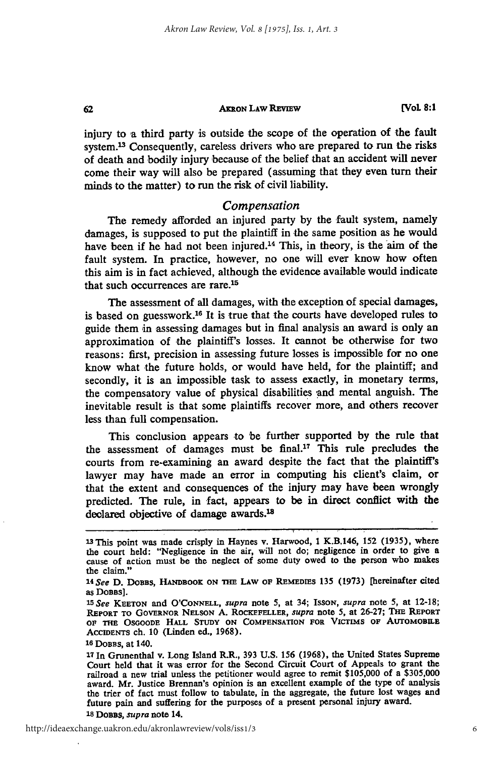injury to a third party is outside the scope of the operation of the fault system.[13] Consequently, careless drivers who are prepared to run the risks of death and bodily injury because of the belief that an accident will never come their way will also be prepared (assuming that they even turn their minds to the matter) to run the risk of civil liability.

## *Compensation*

The remedy afforded an injured party by the fault system, namely damages, is supposed to put the plaintiff in the same position as he would have been if he had not been injured.[14] This, in theory, is the aim of the fault system. In practice, however, no one will ever know how often this aim is in fact achieved, although the evidence available would indicate that such occurrences are rare.[15]

The assessment of all damages, with the exception of special damages, is based on guesswork.[16] It is true that the courts have developed rules to guide them in assessing damages but in final analysis an award is only an approximation of the plaintiff's losses. It cannot be otherwise for two reasons: first, precision in assessing future losses is impossible for no one know what the future holds, or would have held, for the plaintiff; and secondly, it is an impossible task to assess exactly, in monetary terms, the compensatory value of physical disabilities and mental anguish. The inevitable result is that some plaintiffs recover more, and others recover less than full compensation.

This conclusion appears to be further supported by the rule that the assessment of damages must be final.[17] This rule precludes the courts from re-examining an award despite the fact that the plaintiff's lawyer may have made an error in computing his client's claim, or that the extent and consequences of the injury may have been wrongly predicted. The rule, in fact, appears to be in direct conflict with the declared objective of damage awards.[18]

---

[13] This point was made crisply in Haynes v. Harwood, 1 K.B.146, 152 (1935), where the court held: "Negligence in the air, will not do; negligence in order to give a cause of action must be the neglect of some duty owed to the person who makes the claim."

[14] *See* D. DOBBS, HANDBOOK ON THE LAW OF REMEDIES 135 (1973) [hereinafter cited as DOBBS].

[15] *See* KEETON and O'CONNELL, *supra* note 5, at 34; ISSON, *supra* note 5, at 12-18; REPORT TO GOVERNOR NELSON A. ROCKEFELLER, *supra* note 5, at 26-27; THE REPORT OF THE OSGOODE HALL STUDY ON COMPENSATION FOR VICTIMS OF AUTOMOBILE ACCIDENTS ch. 10 (Linden ed., 1968).

[16] DOBBS, at 140.

[17] In Grunenthal v. Long Island R.R., 393 U.S. 156 (1968), the United States Supreme Court held that it was error for the Second Circuit Court of Appeals to grant the railroad a new trial unless the petitioner would agree to remit $105,000 of a $305,000 award. Mr. Justice Brennan's opinion is an excellent example of the type of analysis the trier of fact must follow to tabulate, in the aggregate, the future lost wages and future pain and suffering for the purposes of a present personal injury award.

[18] DOBBS, *supra* note 14.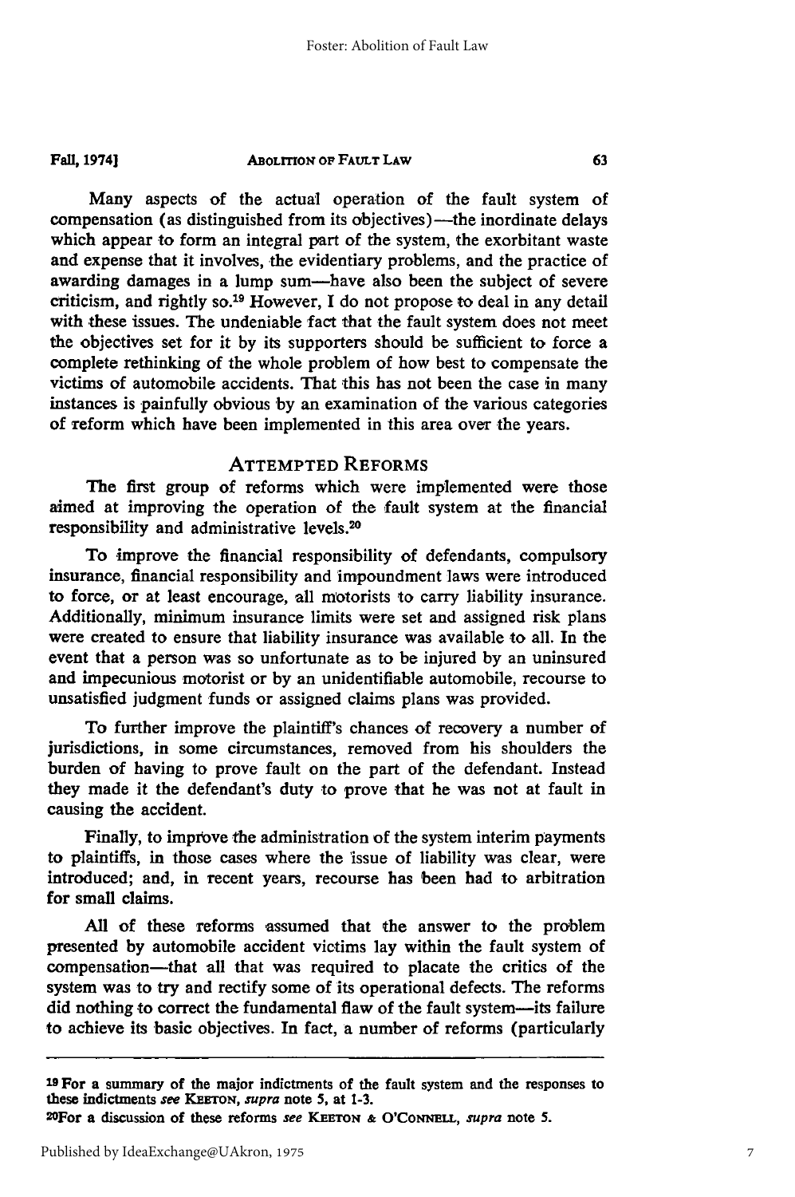Many aspects of the actual operation of the fault system of compensation (as distinguished from its objectives)—the inordinate delays which appear to form an integral part of the system, the exorbitant waste and expense that it involves, the evidentiary problems, and the practice of awarding damages in a lump sum—have also been the subject of severe criticism, and rightly so.[19] However, I do not propose to deal in any detail with these issues. The undeniable fact that the fault system does not meet the objectives set for it by its supporters should be sufficient to force a complete rethinking of the whole problem of how best to compensate the victims of automobile accidents. That this has not been the case in many instances is painfully obvious by an examination of the various categories of reform which have been implemented in this area over the years.

## ATTEMPTED REFORMS

The first group of reforms which were implemented were those aimed at improving the operation of the fault system at the financial responsibility and administrative levels.[20]

To improve the financial responsibility of defendants, compulsory insurance, financial responsibility and impoundment laws were introduced to force, or at least encourage, all motorists to carry liability insurance. Additionally, minimum insurance limits were set and assigned risk plans were created to ensure that liability insurance was available to all. In the event that a person was so unfortunate as to be injured by an uninsured and impecunious motorist or by an unidentifiable automobile, recourse to unsatisfied judgment funds or assigned claims plans was provided.

To further improve the plaintiff's chances of recovery a number of jurisdictions, in some circumstances, removed from his shoulders the burden of having to prove fault on the part of the defendant. Instead they made it the defendant's duty to prove that he was not at fault in causing the accident.

Finally, to improve the administration of the system interim payments to plaintiffs, in those cases where the issue of liability was clear, were introduced; and, in recent years, recourse has been had to arbitration for small claims.

All of these reforms assumed that the answer to the problem presented by automobile accident victims lay within the fault system of compensation—that all that was required to placate the critics of the system was to try and rectify some of its operational defects. The reforms did nothing to correct the fundamental flaw of the fault system—its failure to achieve its basic objectives. In fact, a number of reforms (particularly

---

[19] For a summary of the major indictments of the fault system and the responses to these indictments *see* KEETON, *supra* note 5, at 1-3.

[20] For a discussion of these reforms *see* KEETON & O'CONNELL, *supra* note 5.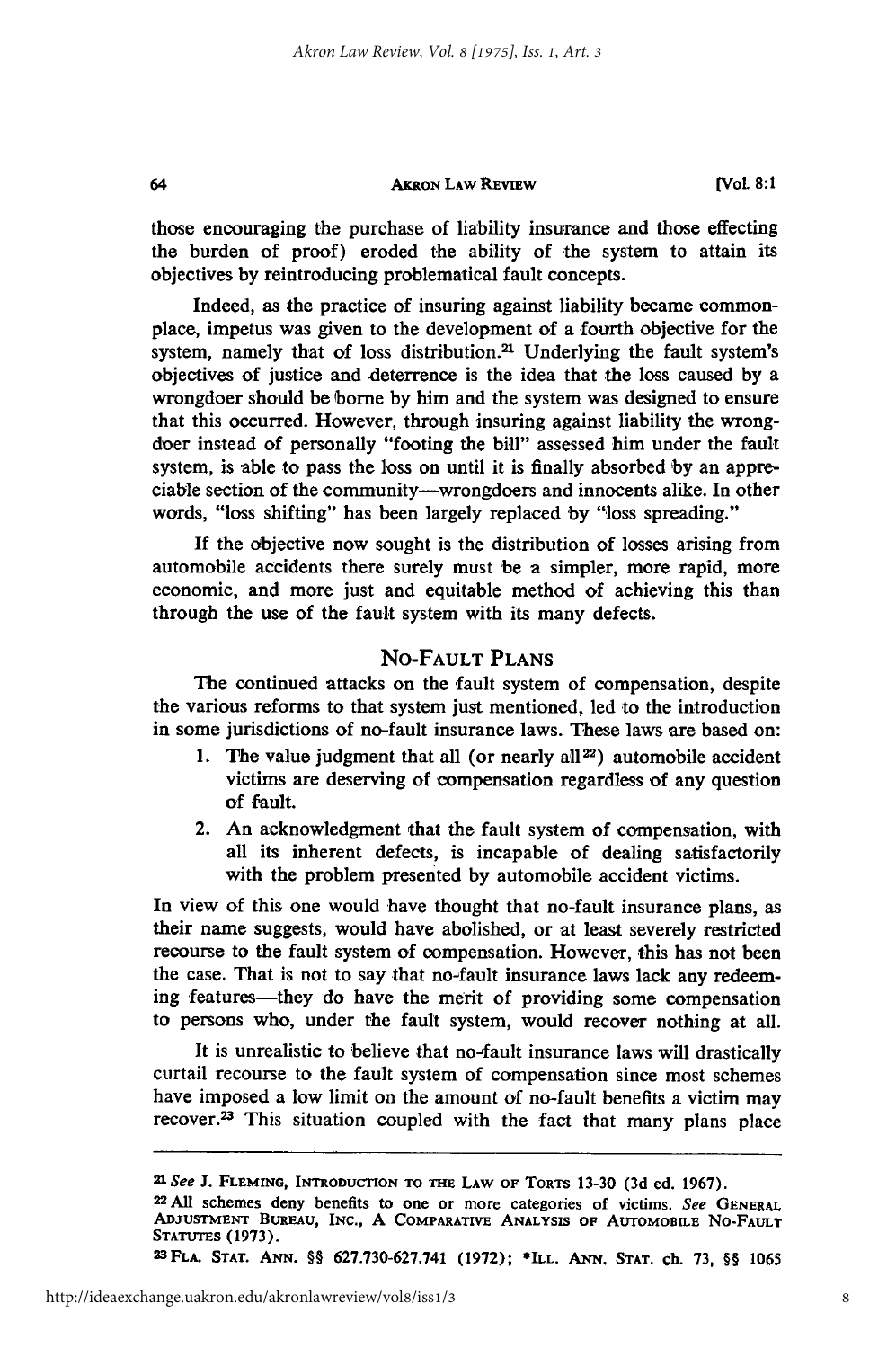those encouraging the purchase of liability insurance and those effecting the burden of proof) eroded the ability of the system to attain its objectives by reintroducing problematical fault concepts.

Indeed, as the practice of insuring against liability became commonplace, impetus was given to the development of a fourth objective for the system, namely that of loss distribution.[21] Underlying the fault system's objectives of justice and deterrence is the idea that the loss caused by a wrongdoer should be borne by him and the system was designed to ensure that this occurred. However, through insuring against liability the wrongdoer instead of personally "footing the bill" assessed him under the fault system, is able to pass the loss on until it is finally absorbed by an appreciable section of the community—wrongdoers and innocents alike. In other words, "loss shifting" has been largely replaced by "loss spreading."

If the objective now sought is the distribution of losses arising from automobile accidents there surely must be a simpler, more rapid, more economic, and more just and equitable method of achieving this than through the use of the fault system with its many defects.

## NO-FAULT PLANS

The continued attacks on the fault system of compensation, despite the various reforms to that system just mentioned, led to the introduction in some jurisdictions of no-fault insurance laws. These laws are based on:

1. The value judgment that all (or nearly all[22]) automobile accident victims are deserving of compensation regardless of any question of fault.
2. An acknowledgment that the fault system of compensation, with all its inherent defects, is incapable of dealing satisfactorily with the problem presented by automobile accident victims.

In view of this one would have thought that no-fault insurance plans, as their name suggests, would have abolished, or at least severely restricted recourse to the fault system of compensation. However, this has not been the case. That is not to say that no-fault insurance laws lack any redeeming features—they do have the merit of providing some compensation to persons who, under the fault system, would recover nothing at all.

It is unrealistic to believe that no-fault insurance laws will drastically curtail recourse to the fault system of compensation since most schemes have imposed a low limit on the amount of no-fault benefits a victim may recover.[23] This situation coupled with the fact that many plans place

---

[21] *See* J. FLEMING, INTRODUCTION TO THE LAW OF TORTS 13-30 (3d ed. 1967).

[22] All schemes deny benefits to one or more categories of victims. *See* GENERAL ADJUSTMENT BUREAU, INC., A COMPARATIVE ANALYSIS OF AUTOMOBILE NO-FAULT STATUTES (1973).

[23] FLA. STAT. ANN. §§ 627.730-627.741 (1972); *ILL. ANN. STAT. ch. 73, §§ 1065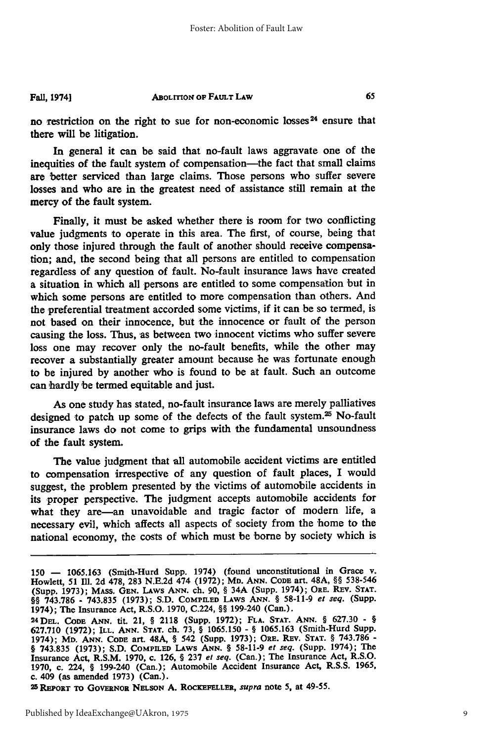no restriction on the right to sue for non-economic losses[24] ensure that there will be litigation.

In general it can be said that no-fault laws aggravate one of the inequities of the fault system of compensation—the fact that small claims are better serviced than large claims. Those persons who suffer severe losses and who are in the greatest need of assistance still remain at the mercy of the fault system.

Finally, it must be asked whether there is room for two conflicting value judgments to operate in this area. The first, of course, being that only those injured through the fault of another should receive compensation; and, the second being that all persons are entitled to compensation regardless of any question of fault. No-fault insurance laws have created a situation in which all persons are entitled to some compensation but in which some persons are entitled to more compensation than others. And the preferential treatment accorded some victims, if it can be so termed, is not based on their innocence, but the innocence or fault of the person causing the loss. Thus, as between two innocent victims who suffer severe loss one may recover only the no-fault benefits, while the other may recover a substantially greater amount because he was fortunate enough to be injured by another who is found to be at fault. Such an outcome can hardly be termed equitable and just.

As one study has stated, no-fault insurance laws are merely palliatives designed to patch up some of the defects of the fault system.[25] No-fault insurance laws do not come to grips with the fundamental unsoundness of the fault system.

The value judgment that all automobile accident victims are entitled to compensation irrespective of any question of fault places, I would suggest, the problem presented by the victims of automobile accidents in its proper perspective. The judgment accepts automobile accidents for what they are—an unavoidable and tragic factor of modern life, a necessary evil, which affects all aspects of society from the home to the national economy, the costs of which must be borne by society which is

---

150 — 1065.163 (Smith-Hurd Supp. 1974) (found unconstitutional in Grace v. Howlett, 51 Ill. 2d 478, 283 N.E.2d 474 (1972); MD. ANN. CODE art. 48A, §§ 538-546 (Supp. 1973); MASS. GEN. LAWS ANN. ch. 90, § 34A (Supp. 1974); ORE. REV. STAT. §§ 743.786 - 743.835 (1973); S.D. COMPILED LAWS ANN. § 58-11-9 *et seq.* (Supp. 1974); The Insurance Act, R.S.O. 1970, C.224, §§ 199-240 (Can.).

[24] DEL. CODE ANN. tit. 21, § 2118 (Supp. 1972); FLA. STAT. ANN. § 627.30 - § 627.710 (1972); ILL. ANN. STAT. ch. 73, § 1065.150 - § 1065.163 (Smith-Hurd Supp. 1974); MD. ANN. CODE art. 48A, § 542 (Supp. 1973); ORE. REV. STAT. § 743.786 - § 743.835 (1973); S.D. COMPILED LAWS ANN. § 58-11-9 *et seq.* (Supp. 1974); The Insurance Act, R.S.M. 1970, c. 126, § 237 *et seq.* (Can.); The Insurance Act, R.S.O. 1970, c. 224, § 199-240 (Can.); Automobile Accident Insurance Act, R.S.S. 1965, c. 409 (as amended 1973) (Can.).

[25] REPORT TO GOVERNOR NELSON A. ROCKEFELLER, *supra* note 5, at 49-55.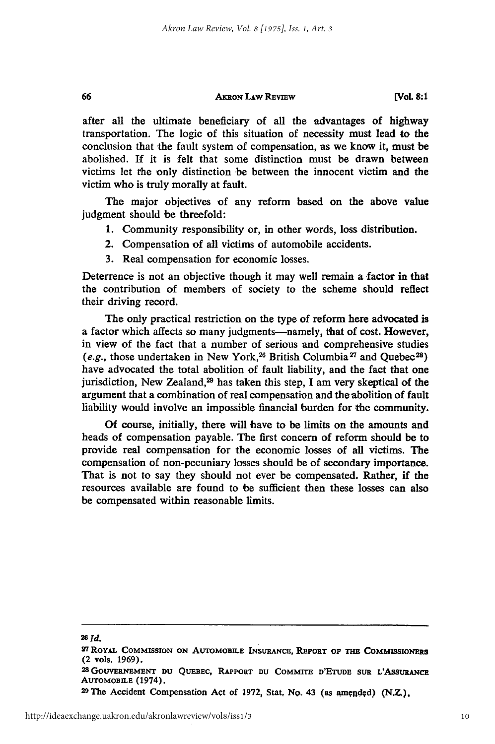after all the ultimate beneficiary of all the advantages of highway transportation. The logic of this situation of necessity must lead to the conclusion that the fault system of compensation, as we know it, must be abolished. If it is felt that some distinction must be drawn between victims let the only distinction be between the innocent victim and the victim who is truly morally at fault.

The major objectives of any reform based on the above value judgment should be threefold:

1. Community responsibility or, in other words, loss distribution.
2. Compensation of all victims of automobile accidents.
3. Real compensation for economic losses.

Deterrence is not an objective though it may well remain a factor in that the contribution of members of society to the scheme should reflect their driving record.

The only practical restriction on the type of reform here advocated is a factor which affects so many judgments—namely, that of cost. However, in view of the fact that a number of serious and comprehensive studies (*e.g.*, those undertaken in New York,[26] British Columbia[27] and Quebec[28]) have advocated the total abolition of fault liability, and the fact that one jurisdiction, New Zealand,[29] has taken this step, I am very skeptical of the argument that a combination of real compensation and the abolition of fault liability would involve an impossible financial burden for the community.

Of course, initially, there will have to be limits on the amounts and heads of compensation payable. The first concern of reform should be to provide real compensation for the economic losses of all victims. The compensation of non-pecuniary losses should be of secondary importance. That is not to say they should not ever be compensated. Rather, if the resources available are found to be sufficient then these losses can also be compensated within reasonable limits.

---

[26] *Id.*

[27] ROYAL COMMISSION ON AUTOMOBILE INSURANCE, REPORT OF THE COMMISSIONERS (2 vols. 1969).

[28] GOUVERNEMENT DU QUEBEC, RAPPORT DU COMMITE D'ETUDE SUR L'ASSURANCE AUTOMOBILE (1974).

[29] The Accident Compensation Act of 1972, Stat. No. 43 (as amended) (N.Z.).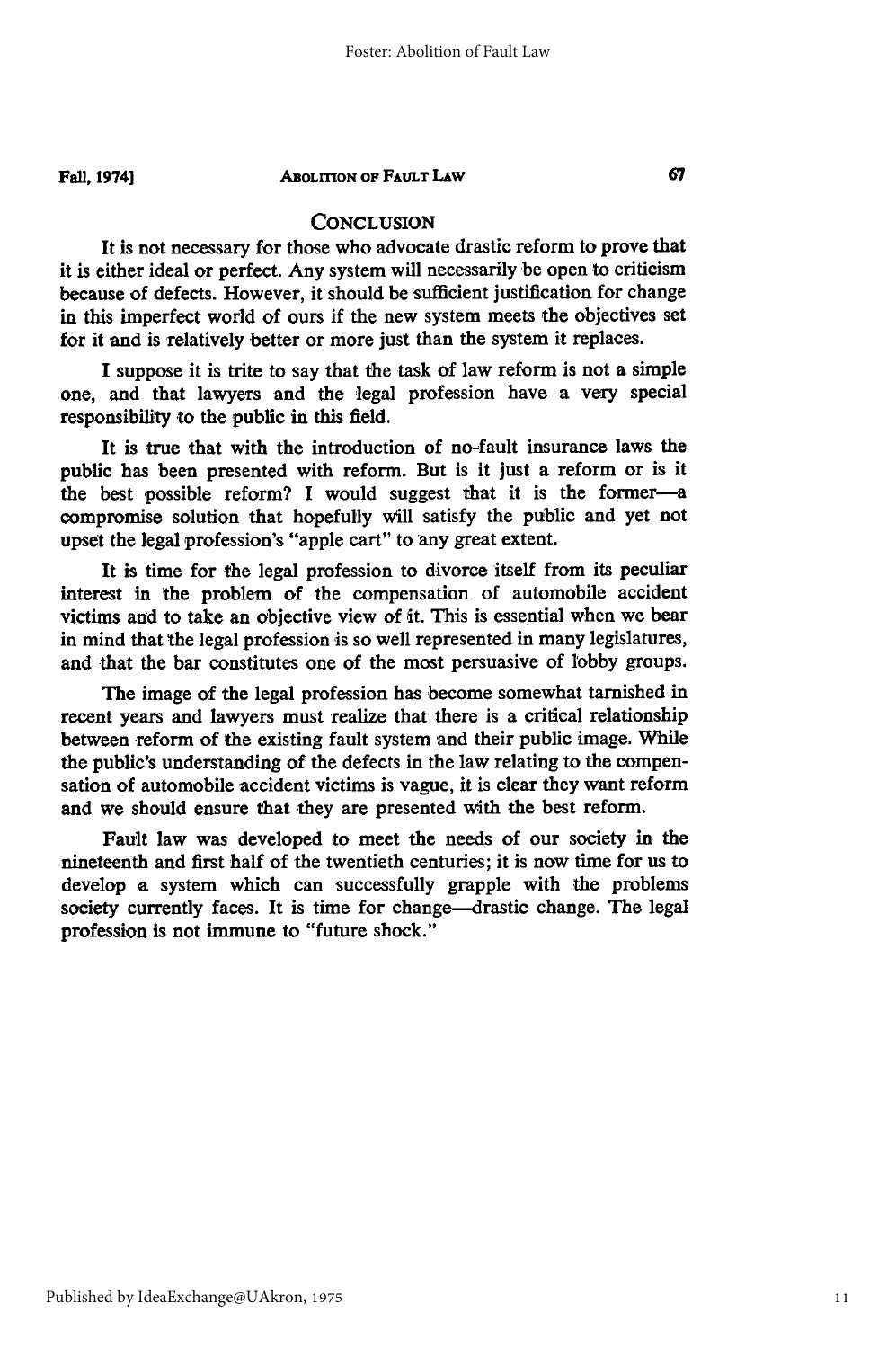## CONCLUSION

It is not necessary for those who advocate drastic reform to prove that it is either ideal or perfect. Any system will necessarily be open to criticism because of defects. However, it should be sufficient justification for change in this imperfect world of ours if the new system meets the objectives set for it and is relatively better or more just than the system it replaces.

I suppose it is trite to say that the task of law reform is not a simple one, and that lawyers and the legal profession have a very special responsibility to the public in this field.

It is true that with the introduction of no-fault insurance laws the public has been presented with reform. But is it just a reform or is it the best possible reform? I would suggest that it is the former—a compromise solution that hopefully will satisfy the public and yet not upset the legal profession's "apple cart" to any great extent.

It is time for the legal profession to divorce itself from its peculiar interest in the problem of the compensation of automobile accident victims and to take an objective view of it. This is essential when we bear in mind that the legal profession is so well represented in many legislatures, and that the bar constitutes one of the most persuasive of lobby groups.

The image of the legal profession has become somewhat tarnished in recent years and lawyers must realize that there is a critical relationship between reform of the existing fault system and their public image. While the public's understanding of the defects in the law relating to the compensation of automobile accident victims is vague, it is clear they want reform and we should ensure that they are presented with the best reform.

Fault law was developed to meet the needs of our society in the nineteenth and first half of the twentieth centuries; it is now time for us to develop a system which can successfully grapple with the problems society currently faces. It is time for change—drastic change. The legal profession is not immune to "future shock."